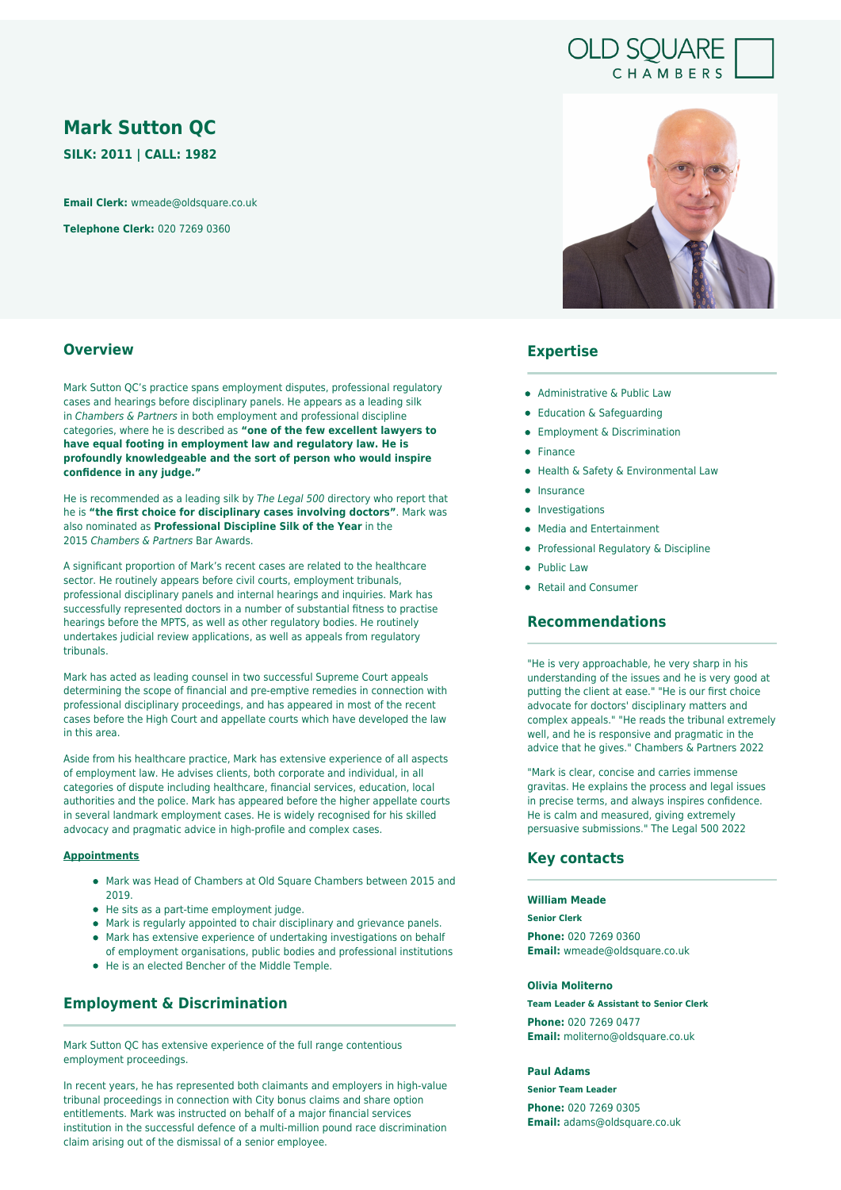OLD SQUARE CHAMBERS

# Mark Sutton QC

**SILK: 2011 | CALL: 1982**

**Email Clerk:** wmeade@oldsquare.co.uk

**Telephone Clerk:** 020 7269 0360

## Overview

Mark Sutton QC's practice spans employment disputes, professional regulatory cases and hearings before disciplinary panels. He appears as a leading silk in *Chambers & Partners* in both employment and professional discipline categories, where he is described as **"one of the few excellent lawyers to have equal footing in employment law and regulatory law. He is profoundly knowledgeable and the sort of person who would inspire confidence in any judge."**

He is recommended as a leading silk by *The Legal 500* directory who report that he is **"the first choice for disciplinary cases involving doctors"**. Mark was also nominated as **Professional Discipline Silk of the Year** in the 2015 *Chambers & Partners* Bar Awards.

A significant proportion of Mark's recent cases are related to the healthcare sector. He routinely appears before civil courts, employment tribunals, professional disciplinary panels and internal hearings and inquiries. Mark has successfully represented doctors in a number of substantial fitness to practise hearings before the MPTS, as well as other regulatory bodies. He routinely undertakes judicial review applications, as well as appeals from regulatory tribunals.

Mark has acted as leading counsel in two successful Supreme Court appeals determining the scope of financial and pre-emptive remedies in connection with professional disciplinary proceedings, and has appeared in most of the recent cases before the High Court and appellate courts which have developed the law in this area.

Aside from his healthcare practice, Mark has extensive experience of all aspects of employment law. He advises clients, both corporate and individual, in all categories of dispute including healthcare, financial services, education, local authorities and the police. Mark has appeared before the higher appellate courts in several landmark employment cases. He is widely recognised for his skilled advocacy and pragmatic advice in high-profile and complex cases.

**Appointments**

- Mark was Head of Chambers at Old Square Chambers between 2015 and 2019.
- He sits as a part-time employment judge.
- Mark is regularly appointed to chair disciplinary and grievance panels.
- Mark has extensive experience of undertaking investigations on behalf of employment organisations, public bodies and professional institutions
- He is an elected Bencher of the Middle Temple.

## Employment & Discrimination

Mark Sutton QC has extensive experience of the full range contentious employment proceedings.

In recent years, he has represented both claimants and employers in high-value tribunal proceedings in connection with City bonus claims and share option entitlements. Mark was instructed on behalf of a major financial services institution in the successful defence of a multi-million pound race discrimination claim arising out of the dismissal of a senior employee.

## Expertise

- Administrative & Public Law
- Education & Safeguarding
- Employment & Discrimination
- Finance
- Health & Safety & Environmental Law
- Insurance
- Investigations
- Media and Entertainment
- Professional Regulatory & Discipline
- Public Law
- Retail and Consumer

## Recommendations

"He is very approachable, he very sharp in his understanding of the issues and he is very good at putting the client at ease." "He is our first choice advocate for doctors' disciplinary matters and complex appeals." "He reads the tribunal extremely well, and he is responsive and pragmatic in the advice that he gives." Chambers & Partners 2022

"Mark is clear, concise and carries immense gravitas. He explains the process and legal issues in precise terms, and always inspires confidence. He is calm and measured, giving extremely persuasive submissions." The Legal 500 2022

## Key contacts

**William Meade**
**Senior Clerk**
**Phone:** 020 7269 0360
**Email:** wmeade@oldsquare.co.uk

**Olivia Moliterno**
**Team Leader & Assistant to Senior Clerk**
**Phone:** 020 7269 0477
**Email:** moliterno@oldsquare.co.uk

**Paul Adams**
**Senior Team Leader**
**Phone:** 020 7269 0305
**Email:** adams@oldsquare.co.uk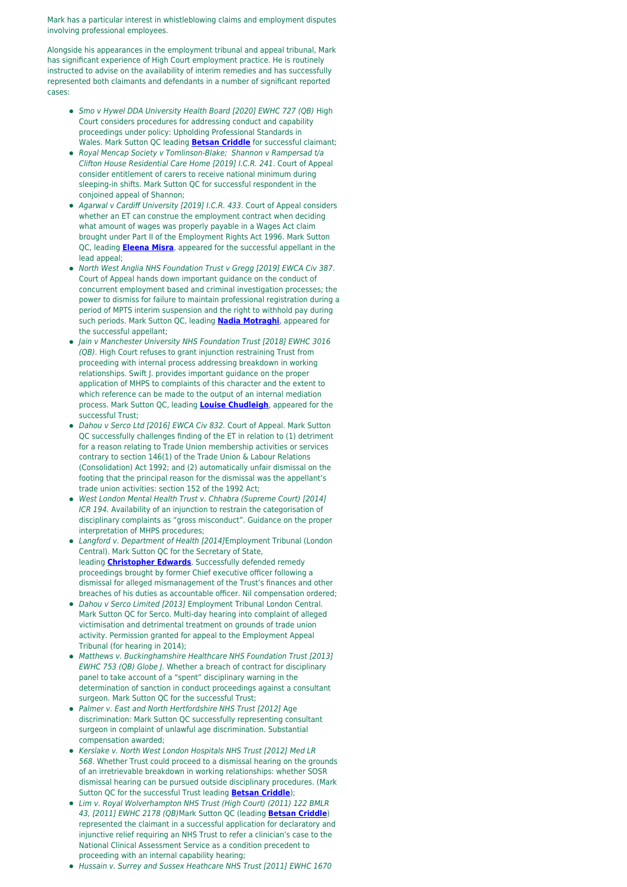Mark has a particular interest in whistleblowing claims and employment disputes involving professional employees.

Alongside his appearances in the employment tribunal and appeal tribunal, Mark has significant experience of High Court employment practice. He is routinely instructed to advise on the availability of interim remedies and has successfully represented both claimants and defendants in a number of significant reported cases:

- *Smo v Hywel DDA University Health Board [2020] EWHC 727 (QB)* High Court considers procedures for addressing conduct and capability proceedings under policy: Upholding Professional Standards in Wales. Mark Sutton QC leading **Betsan Criddle** for successful claimant;
- *Royal Mencap Society v Tomlinson-Blake; Shannon v Rampersad t/a Clifton House Residential Care Home [2019] I.C.R. 241*. Court of Appeal consider entitlement of carers to receive national minimum during sleeping-in shifts. Mark Sutton QC for successful respondent in the conjoined appeal of Shannon;
- *Agarwal v Cardiff University [2019] I.C.R. 433*. Court of Appeal considers whether an ET can construe the employment contract when deciding what amount of wages was properly payable in a Wages Act claim brought under Part II of the Employment Rights Act 1996. Mark Sutton QC, leading **Eleena Misra**, appeared for the successful appellant in the lead appeal;
- *North West Anglia NHS Foundation Trust v Gregg [2019] EWCA Civ 387*. Court of Appeal hands down important guidance on the conduct of concurrent employment based and criminal investigation processes; the power to dismiss for failure to maintain professional registration during a period of MPTS interim suspension and the right to withhold pay during such periods. Mark Sutton QC, leading **Nadia Motraghi**, appeared for the successful appellant;
- *Jain v Manchester University NHS Foundation Trust [2018] EWHC 3016 (QB)*. High Court refuses to grant injunction restraining Trust from proceeding with internal process addressing breakdown in working relationships. Swift J. provides important guidance on the proper application of MHPS to complaints of this character and the extent to which reference can be made to the output of an internal mediation process. Mark Sutton QC, leading **Louise Chudleigh**, appeared for the successful Trust;
- *Dahou v Serco Ltd [2016] EWCA Civ 832.* Court of Appeal. Mark Sutton QC successfully challenges finding of the ET in relation to (1) detriment for a reason relating to Trade Union membership activities or services contrary to section 146(1) of the Trade Union & Labour Relations (Consolidation) Act 1992; and (2) automatically unfair dismissal on the footing that the principal reason for the dismissal was the appellant's trade union activities: section 152 of the 1992 Act;
- *West London Mental Health Trust v. Chhabra (Supreme Court) [2014] ICR 194.* Availability of an injunction to restrain the categorisation of disciplinary complaints as "gross misconduct". Guidance on the proper interpretation of MHPS procedures;
- *Langford v. Department of Health [2014]* Employment Tribunal (London Central). Mark Sutton QC for the Secretary of State, leading **Christopher Edwards**. Successfully defended remedy proceedings brought by former Chief executive officer following a dismissal for alleged mismanagement of the Trust's finances and other breaches of his duties as accountable officer. Nil compensation ordered;
- *Dahou v Serco Limited [2013]* Employment Tribunal London Central. Mark Sutton QC for Serco. Multi-day hearing into complaint of alleged victimisation and detrimental treatment on grounds of trade union activity. Permission granted for appeal to the Employment Appeal Tribunal (for hearing in 2014);
- *Matthews v. Buckinghamshire Healthcare NHS Foundation Trust [2013] EWHC 753 (QB) Globe J.* Whether a breach of contract for disciplinary panel to take account of a "spent" disciplinary warning in the determination of sanction in conduct proceedings against a consultant surgeon. Mark Sutton QC for the successful Trust;
- *Palmer v. East and North Hertfordshire NHS Trust [2012]* Age discrimination: Mark Sutton QC successfully representing consultant surgeon in complaint of unlawful age discrimination. Substantial compensation awarded;
- *Kerslake v. North West London Hospitals NHS Trust [2012] Med LR 568.* Whether Trust could proceed to a dismissal hearing on the grounds of an irretrievable breakdown in working relationships: whether SOSR dismissal hearing can be pursued outside disciplinary procedures. (Mark Sutton QC for the successful Trust leading **Betsan Criddle**);
- *Lim v. Royal Wolverhampton NHS Trust (High Court) (2011) 122 BMLR 43, [2011] EWHC 2178 (QB)* Mark Sutton QC (leading **Betsan Criddle**) represented the claimant in a successful application for declaratory and injunctive relief requiring an NHS Trust to refer a clinician's case to the National Clinical Assessment Service as a condition precedent to proceeding with an internal capability hearing;
- *Hussain v. Surrey and Sussex Heathcare NHS Trust [2011] EWHC 1670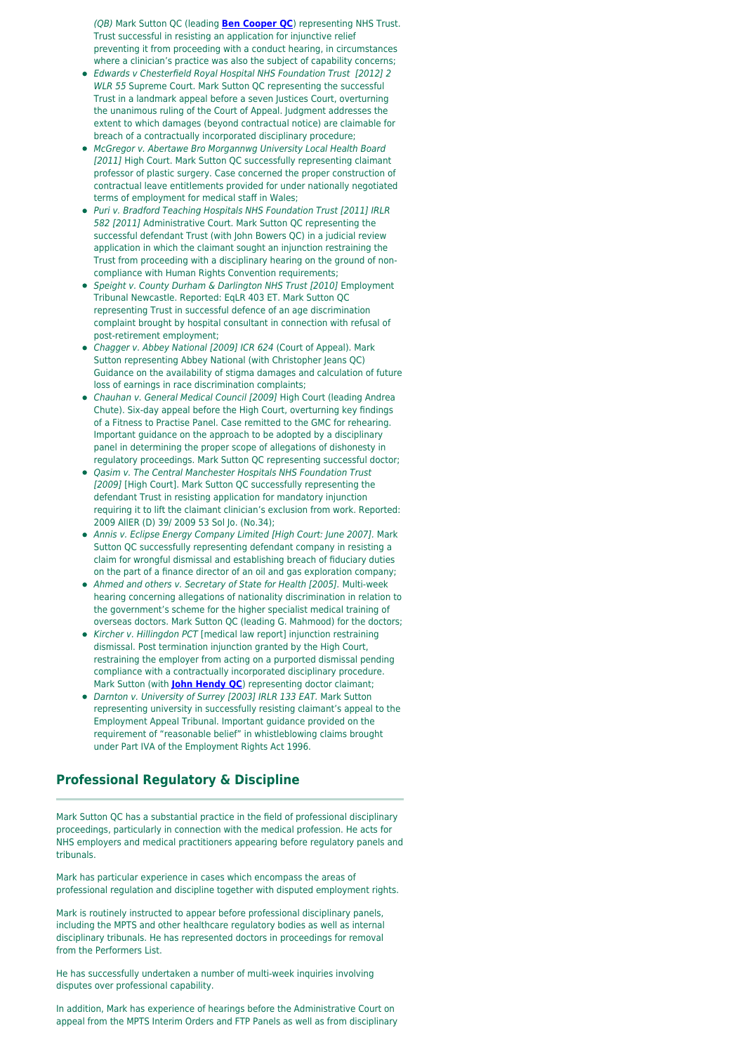*(QB)* Mark Sutton QC (leading **Ben Cooper QC**) representing NHS Trust. Trust successful in resisting an application for injunctive relief preventing it from proceeding with a conduct hearing, in circumstances where a clinician's practice was also the subject of capability concerns;

- *Edwards v Chesterfield Royal Hospital NHS Foundation Trust [2012] 2 WLR 55* Supreme Court. Mark Sutton QC representing the successful Trust in a landmark appeal before a seven Justices Court, overturning the unanimous ruling of the Court of Appeal. Judgment addresses the extent to which damages (beyond contractual notice) are claimable for breach of a contractually incorporated disciplinary procedure;
- *McGregor v. Abertawe Bro Morgannwg University Local Health Board [2011]* High Court. Mark Sutton QC successfully representing claimant professor of plastic surgery. Case concerned the proper construction of contractual leave entitlements provided for under nationally negotiated terms of employment for medical staff in Wales;
- *Puri v. Bradford Teaching Hospitals NHS Foundation Trust [2011] IRLR 582 [2011]* Administrative Court. Mark Sutton QC representing the successful defendant Trust (with John Bowers QC) in a judicial review application in which the claimant sought an injunction restraining the Trust from proceeding with a disciplinary hearing on the ground of non-compliance with Human Rights Convention requirements;
- *Speight v. County Durham & Darlington NHS Trust [2010]* Employment Tribunal Newcastle. Reported: EqLR 403 ET. Mark Sutton QC representing Trust in successful defence of an age discrimination complaint brought by hospital consultant in connection with refusal of post-retirement employment;
- *Chagger v. Abbey National [2009] ICR 624* (Court of Appeal). Mark Sutton representing Abbey National (with Christopher Jeans QC) Guidance on the availability of stigma damages and calculation of future loss of earnings in race discrimination complaints;
- *Chauhan v. General Medical Council [2009]* High Court (leading Andrea Chute). Six-day appeal before the High Court, overturning key findings of a Fitness to Practise Panel. Case remitted to the GMC for rehearing. Important guidance on the approach to be adopted by a disciplinary panel in determining the proper scope of allegations of dishonesty in regulatory proceedings. Mark Sutton QC representing successful doctor;
- *Qasim v. The Central Manchester Hospitals NHS Foundation Trust [2009]* [High Court]. Mark Sutton QC successfully representing the defendant Trust in resisting application for mandatory injunction requiring it to lift the claimant clinician's exclusion from work. Reported: 2009 AllER (D) 39/ 2009 53 Sol Jo. (No.34);
- *Annis v. Eclipse Energy Company Limited [High Court: June 2007]*. Mark Sutton QC successfully representing defendant company in resisting a claim for wrongful dismissal and establishing breach of fiduciary duties on the part of a finance director of an oil and gas exploration company;
- *Ahmed and others v. Secretary of State for Health [2005]*. Multi-week hearing concerning allegations of nationality discrimination in relation to the government's scheme for the higher specialist medical training of overseas doctors. Mark Sutton QC (leading G. Mahmood) for the doctors;
- *Kircher v. Hillingdon PCT* [medical law report] injunction restraining dismissal. Post termination injunction granted by the High Court, restraining the employer from acting on a purported dismissal pending compliance with a contractually incorporated disciplinary procedure. Mark Sutton (with **John Hendy QC**) representing doctor claimant;
- *Darnton v. University of Surrey [2003] IRLR 133 EAT*. Mark Sutton representing university in successfully resisting claimant's appeal to the Employment Appeal Tribunal. Important guidance provided on the requirement of "reasonable belief" in whistleblowing claims brought under Part IVA of the Employment Rights Act 1996.

## Professional Regulatory & Discipline

Mark Sutton QC has a substantial practice in the field of professional disciplinary proceedings, particularly in connection with the medical profession. He acts for NHS employers and medical practitioners appearing before regulatory panels and tribunals.

Mark has particular experience in cases which encompass the areas of professional regulation and discipline together with disputed employment rights.

Mark is routinely instructed to appear before professional disciplinary panels, including the MPTS and other healthcare regulatory bodies as well as internal disciplinary tribunals. He has represented doctors in proceedings for removal from the Performers List.

He has successfully undertaken a number of multi-week inquiries involving disputes over professional capability.

In addition, Mark has experience of hearings before the Administrative Court on appeal from the MPTS Interim Orders and FTP Panels as well as from disciplinary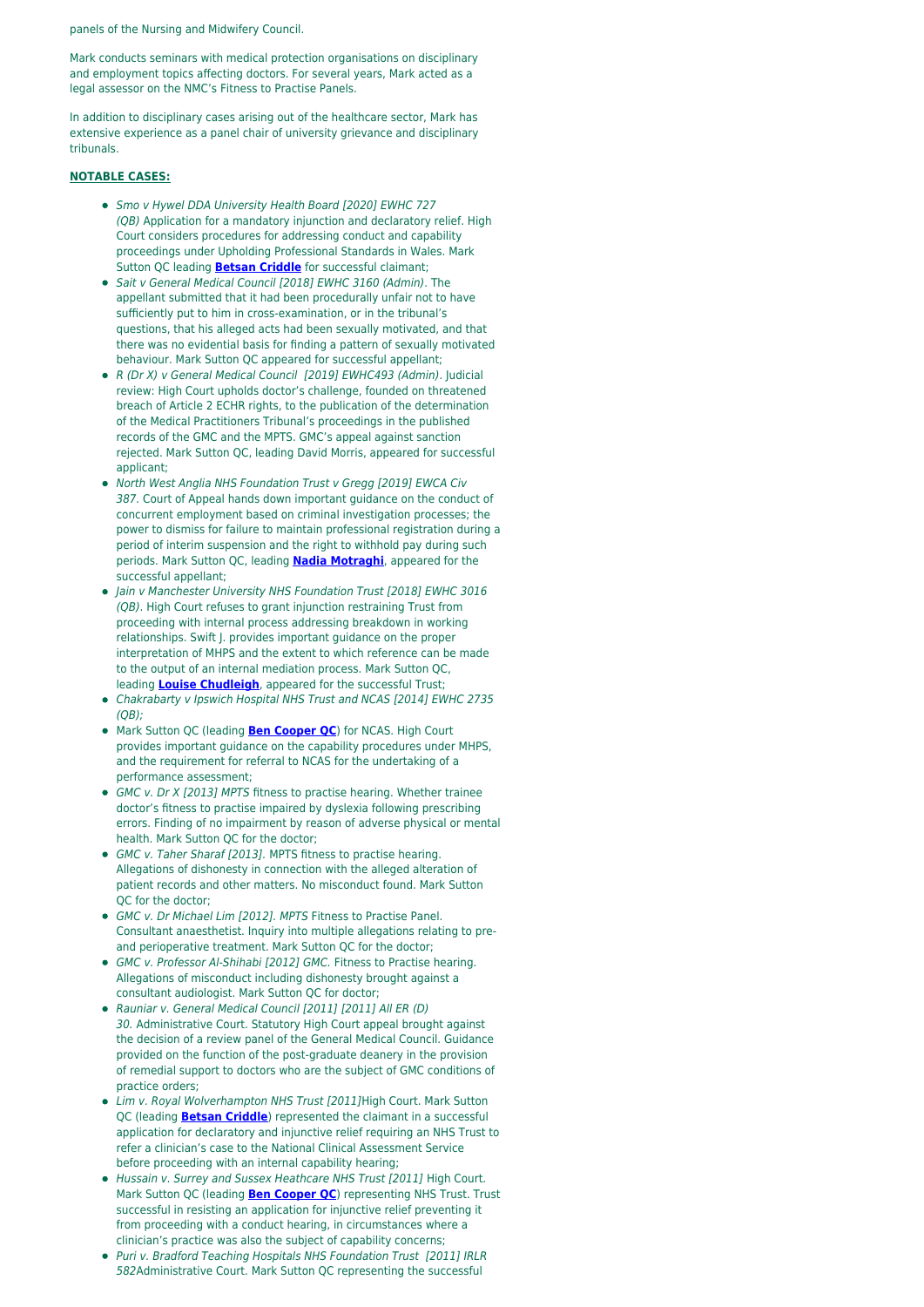panels of the Nursing and Midwifery Council.

Mark conducts seminars with medical protection organisations on disciplinary and employment topics affecting doctors. For several years, Mark acted as a legal assessor on the NMC's Fitness to Practise Panels.

In addition to disciplinary cases arising out of the healthcare sector, Mark has extensive experience as a panel chair of university grievance and disciplinary tribunals.

**NOTABLE CASES:**

- *Smo v Hywel DDA University Health Board [2020] EWHC 727 (QB)* Application for a mandatory injunction and declaratory relief. High Court considers procedures for addressing conduct and capability proceedings under Upholding Professional Standards in Wales. Mark Sutton QC leading **Betsan Criddle** for successful claimant;
- *Sait v General Medical Council [2018] EWHC 3160 (Admin)*. The appellant submitted that it had been procedurally unfair not to have sufficiently put to him in cross-examination, or in the tribunal's questions, that his alleged acts had been sexually motivated, and that there was no evidential basis for finding a pattern of sexually motivated behaviour. Mark Sutton QC appeared for successful appellant;
- *R (Dr X) v General Medical Council [2019] EWHC493 (Admin)*. Judicial review: High Court upholds doctor's challenge, founded on threatened breach of Article 2 ECHR rights, to the publication of the determination of the Medical Practitioners Tribunal's proceedings in the published records of the GMC and the MPTS. GMC's appeal against sanction rejected. Mark Sutton QC, leading David Morris, appeared for successful applicant;
- *North West Anglia NHS Foundation Trust v Gregg [2019] EWCA Civ 387*. Court of Appeal hands down important guidance on the conduct of concurrent employment based on criminal investigation processes; the power to dismiss for failure to maintain professional registration during a period of interim suspension and the right to withhold pay during such periods. Mark Sutton QC, leading **Nadia Motraghi**, appeared for the successful appellant;
- *Jain v Manchester University NHS Foundation Trust [2018] EWHC 3016 (QB)*. High Court refuses to grant injunction restraining Trust from proceeding with internal process addressing breakdown in working relationships. Swift J. provides important guidance on the proper interpretation of MHPS and the extent to which reference can be made to the output of an internal mediation process. Mark Sutton QC, leading **Louise Chudleigh**, appeared for the successful Trust;
- *Chakrabarty v Ipswich Hospital NHS Trust and NCAS [2014] EWHC 2735 (QB);*
- Mark Sutton QC (leading **Ben Cooper QC**) for NCAS. High Court provides important guidance on the capability procedures under MHPS, and the requirement for referral to NCAS for the undertaking of a performance assessment;
- *GMC v. Dr X [2013] MPTS* fitness to practise hearing. Whether trainee doctor's fitness to practise impaired by dyslexia following prescribing errors. Finding of no impairment by reason of adverse physical or mental health. Mark Sutton QC for the doctor;
- *GMC v. Taher Sharaf [2013]*. MPTS fitness to practise hearing. Allegations of dishonesty in connection with the alleged alteration of patient records and other matters. No misconduct found. Mark Sutton QC for the doctor;
- *GMC v. Dr Michael Lim [2012]. MPTS* Fitness to Practise Panel. Consultant anaesthetist. Inquiry into multiple allegations relating to pre- and perioperative treatment. Mark Sutton QC for the doctor;
- *GMC v. Professor Al-Shihabi [2012] GMC.* Fitness to Practise hearing. Allegations of misconduct including dishonesty brought against a consultant audiologist. Mark Sutton QC for doctor;
- *Rauniar v. General Medical Council [2011] [2011] All ER (D) 30.* Administrative Court. Statutory High Court appeal brought against the decision of a review panel of the General Medical Council. Guidance provided on the function of the post-graduate deanery in the provision of remedial support to doctors who are the subject of GMC conditions of practice orders;
- *Lim v. Royal Wolverhampton NHS Trust [2011]*High Court. Mark Sutton QC (leading **Betsan Criddle**) represented the claimant in a successful application for declaratory and injunctive relief requiring an NHS Trust to refer a clinician's case to the National Clinical Assessment Service before proceeding with an internal capability hearing;
- *Hussain v. Surrey and Sussex Heathcare NHS Trust [2011]* High Court. Mark Sutton QC (leading **Ben Cooper QC**) representing NHS Trust. Trust successful in resisting an application for injunctive relief preventing it from proceeding with a conduct hearing, in circumstances where a clinician's practice was also the subject of capability concerns;
- *Puri v. Bradford Teaching Hospitals NHS Foundation Trust [2011] IRLR 582*Administrative Court. Mark Sutton QC representing the successful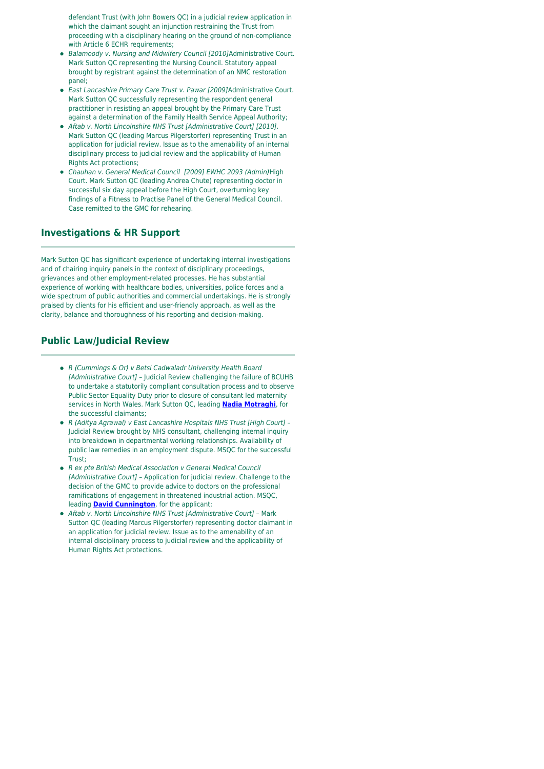defendant Trust (with John Bowers QC) in a judicial review application in which the claimant sought an injunction restraining the Trust from proceeding with a disciplinary hearing on the ground of non-compliance with Article 6 ECHR requirements;

- *Balamoody v. Nursing and Midwifery Council [2010]*Administrative Court. Mark Sutton QC representing the Nursing Council. Statutory appeal brought by registrant against the determination of an NMC restoration panel;
- *East Lancashire Primary Care Trust v. Pawar [2009]*Administrative Court. Mark Sutton QC successfully representing the respondent general practitioner in resisting an appeal brought by the Primary Care Trust against a determination of the Family Health Service Appeal Authority;
- *Aftab v. North Lincolnshire NHS Trust [Administrative Court] [2010]*. Mark Sutton QC (leading Marcus Pilgerstorfer) representing Trust in an application for judicial review. Issue as to the amenability of an internal disciplinary process to judicial review and the applicability of Human Rights Act protections;
- *Chauhan v. General Medical Council [2009] EWHC 2093 (Admin)*High Court. Mark Sutton QC (leading Andrea Chute) representing doctor in successful six day appeal before the High Court, overturning key findings of a Fitness to Practise Panel of the General Medical Council. Case remitted to the GMC for rehearing.

## Investigations & HR Support

Mark Sutton QC has significant experience of undertaking internal investigations and of chairing inquiry panels in the context of disciplinary proceedings, grievances and other employment-related processes. He has substantial experience of working with healthcare bodies, universities, police forces and a wide spectrum of public authorities and commercial undertakings. He is strongly praised by clients for his efficient and user-friendly approach, as well as the clarity, balance and thoroughness of his reporting and decision-making.

## Public Law/Judicial Review

- *R (Cummings & Or) v Betsi Cadwaladr University Health Board [Administrative Court]* – Judicial Review challenging the failure of BCUHB to undertake a statutorily compliant consultation process and to observe Public Sector Equality Duty prior to closure of consultant led maternity services in North Wales. Mark Sutton QC, leading **Nadia Motraghi**, for the successful claimants;
- *R (Aditya Agrawal) v East Lancashire Hospitals NHS Trust [High Court]* – Judicial Review brought by NHS consultant, challenging internal inquiry into breakdown in departmental working relationships. Availability of public law remedies in an employment dispute. MSQC for the successful Trust;
- *R ex pte British Medical Association v General Medical Council [Administrative Court]* – Application for judicial review. Challenge to the decision of the GMC to provide advice to doctors on the professional ramifications of engagement in threatened industrial action. MSQC, leading **David Cunnington**, for the applicant;
- *Aftab v. North Lincolnshire NHS Trust [Administrative Court]* – Mark Sutton QC (leading Marcus Pilgerstorfer) representing doctor claimant in an application for judicial review. Issue as to the amenability of an internal disciplinary process to judicial review and the applicability of Human Rights Act protections.